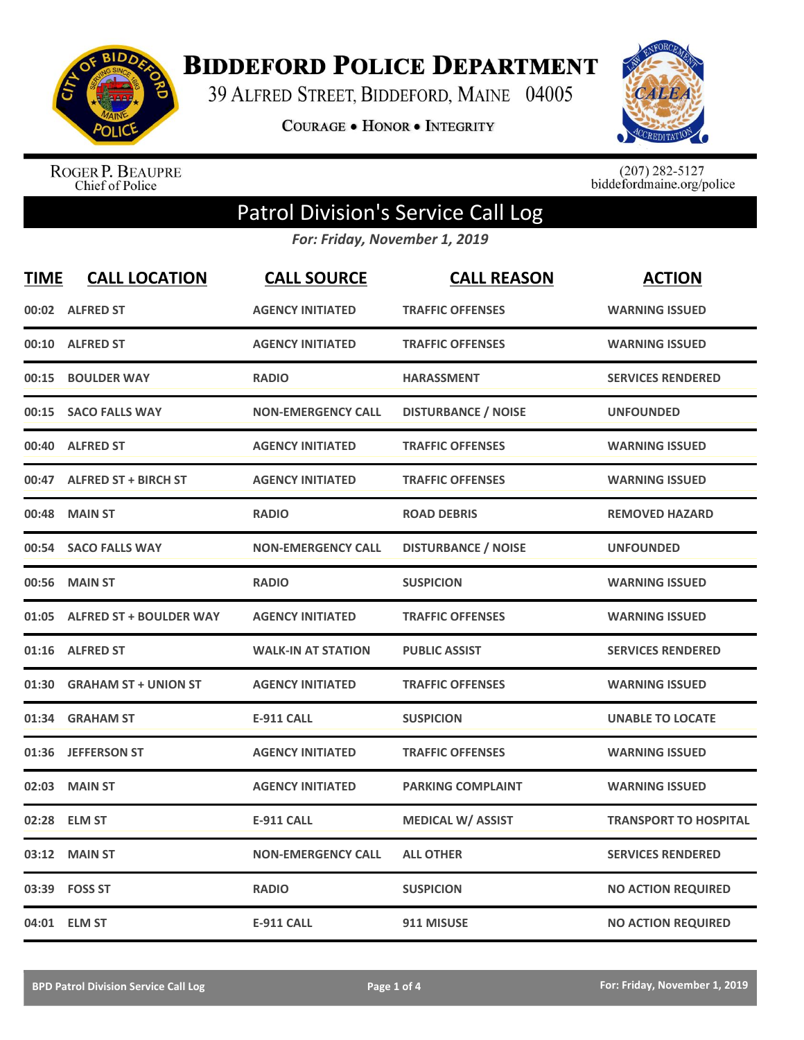# Biddeford Police Department

39 Alfred Street, Biddeford, Maine 04005

**Courage • Honor • Integrity**

Roger P. Beaupre
Chief of Police

(207) 282-5127
biddefordmaine.org/police

## Patrol Division's Service Call Log

*For: Friday, November 1, 2019*

| TIME | CALL LOCATION | CALL SOURCE | CALL REASON | ACTION |
|---|---|---|---|---|
| 00:02 | ALFRED ST | AGENCY INITIATED | TRAFFIC OFFENSES | WARNING ISSUED |
| 00:10 | ALFRED ST | AGENCY INITIATED | TRAFFIC OFFENSES | WARNING ISSUED |
| 00:15 | BOULDER WAY | RADIO | HARASSMENT | SERVICES RENDERED |
| 00:15 | SACO FALLS WAY | NON-EMERGENCY CALL | DISTURBANCE / NOISE | UNFOUNDED |
| 00:40 | ALFRED ST | AGENCY INITIATED | TRAFFIC OFFENSES | WARNING ISSUED |
| 00:47 | ALFRED ST + BIRCH ST | AGENCY INITIATED | TRAFFIC OFFENSES | WARNING ISSUED |
| 00:48 | MAIN ST | RADIO | ROAD DEBRIS | REMOVED HAZARD |
| 00:54 | SACO FALLS WAY | NON-EMERGENCY CALL | DISTURBANCE / NOISE | UNFOUNDED |
| 00:56 | MAIN ST | RADIO | SUSPICION | WARNING ISSUED |
| 01:05 | ALFRED ST + BOULDER WAY | AGENCY INITIATED | TRAFFIC OFFENSES | WARNING ISSUED |
| 01:16 | ALFRED ST | WALK-IN AT STATION | PUBLIC ASSIST | SERVICES RENDERED |
| 01:30 | GRAHAM ST + UNION ST | AGENCY INITIATED | TRAFFIC OFFENSES | WARNING ISSUED |
| 01:34 | GRAHAM ST | E-911 CALL | SUSPICION | UNABLE TO LOCATE |
| 01:36 | JEFFERSON ST | AGENCY INITIATED | TRAFFIC OFFENSES | WARNING ISSUED |
| 02:03 | MAIN ST | AGENCY INITIATED | PARKING COMPLAINT | WARNING ISSUED |
| 02:28 | ELM ST | E-911 CALL | MEDICAL W/ ASSIST | TRANSPORT TO HOSPITAL |
| 03:12 | MAIN ST | NON-EMERGENCY CALL | ALL OTHER | SERVICES RENDERED |
| 03:39 | FOSS ST | RADIO | SUSPICION | NO ACTION REQUIRED |
| 04:01 | ELM ST | E-911 CALL | 911 MISUSE | NO ACTION REQUIRED |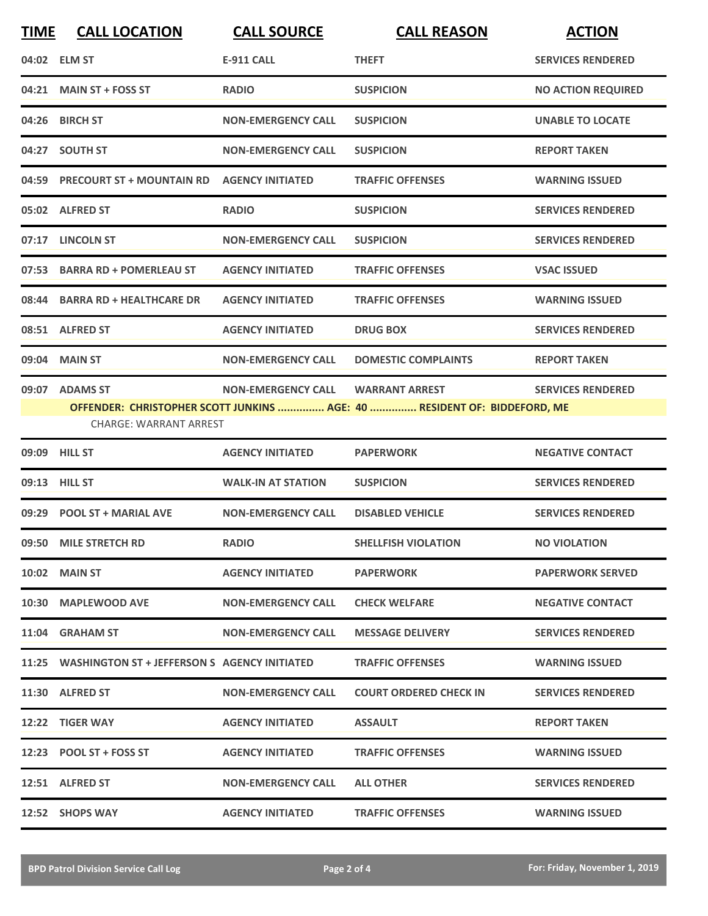| TIME | CALL LOCATION | CALL SOURCE | CALL REASON | ACTION |
|---|---|---|---|---|
| 04:02 | ELM ST | E-911 CALL | THEFT | SERVICES RENDERED |
| 04:21 | MAIN ST + FOSS ST | RADIO | SUSPICION | NO ACTION REQUIRED |
| 04:26 | BIRCH ST | NON-EMERGENCY CALL | SUSPICION | UNABLE TO LOCATE |
| 04:27 | SOUTH ST | NON-EMERGENCY CALL | SUSPICION | REPORT TAKEN |
| 04:59 | PRECOURT ST + MOUNTAIN RD | AGENCY INITIATED | TRAFFIC OFFENSES | WARNING ISSUED |
| 05:02 | ALFRED ST | RADIO | SUSPICION | SERVICES RENDERED |
| 07:17 | LINCOLN ST | NON-EMERGENCY CALL | SUSPICION | SERVICES RENDERED |
| 07:53 | BARRA RD + POMERLEAU ST | AGENCY INITIATED | TRAFFIC OFFENSES | VSAC ISSUED |
| 08:44 | BARRA RD + HEALTHCARE DR | AGENCY INITIATED | TRAFFIC OFFENSES | WARNING ISSUED |
| 08:51 | ALFRED ST | AGENCY INITIATED | DRUG BOX | SERVICES RENDERED |
| 09:04 | MAIN ST | NON-EMERGENCY CALL | DOMESTIC COMPLAINTS | REPORT TAKEN |
| 09:07 | ADAMS ST | NON-EMERGENCY CALL | WARRANT ARREST | SERVICES RENDERED |
| | OFFENDER: CHRISTOPHER SCOTT JUNKINS ............... AGE: 40 ............... RESIDENT OF: BIDDEFORD, ME | | | |
| | CHARGE: WARRANT ARREST | | | |
| 09:09 | HILL ST | AGENCY INITIATED | PAPERWORK | NEGATIVE CONTACT |
| 09:13 | HILL ST | WALK-IN AT STATION | SUSPICION | SERVICES RENDERED |
| 09:29 | POOL ST + MARIAL AVE | NON-EMERGENCY CALL | DISABLED VEHICLE | SERVICES RENDERED |
| 09:50 | MILE STRETCH RD | RADIO | SHELLFISH VIOLATION | NO VIOLATION |
| 10:02 | MAIN ST | AGENCY INITIATED | PAPERWORK | PAPERWORK SERVED |
| 10:30 | MAPLEWOOD AVE | NON-EMERGENCY CALL | CHECK WELFARE | NEGATIVE CONTACT |
| 11:04 | GRAHAM ST | NON-EMERGENCY CALL | MESSAGE DELIVERY | SERVICES RENDERED |
| 11:25 | WASHINGTON ST + JEFFERSON S | AGENCY INITIATED | TRAFFIC OFFENSES | WARNING ISSUED |
| 11:30 | ALFRED ST | NON-EMERGENCY CALL | COURT ORDERED CHECK IN | SERVICES RENDERED |
| 12:22 | TIGER WAY | AGENCY INITIATED | ASSAULT | REPORT TAKEN |
| 12:23 | POOL ST + FOSS ST | AGENCY INITIATED | TRAFFIC OFFENSES | WARNING ISSUED |
| 12:51 | ALFRED ST | NON-EMERGENCY CALL | ALL OTHER | SERVICES RENDERED |
| 12:52 | SHOPS WAY | AGENCY INITIATED | TRAFFIC OFFENSES | WARNING ISSUED |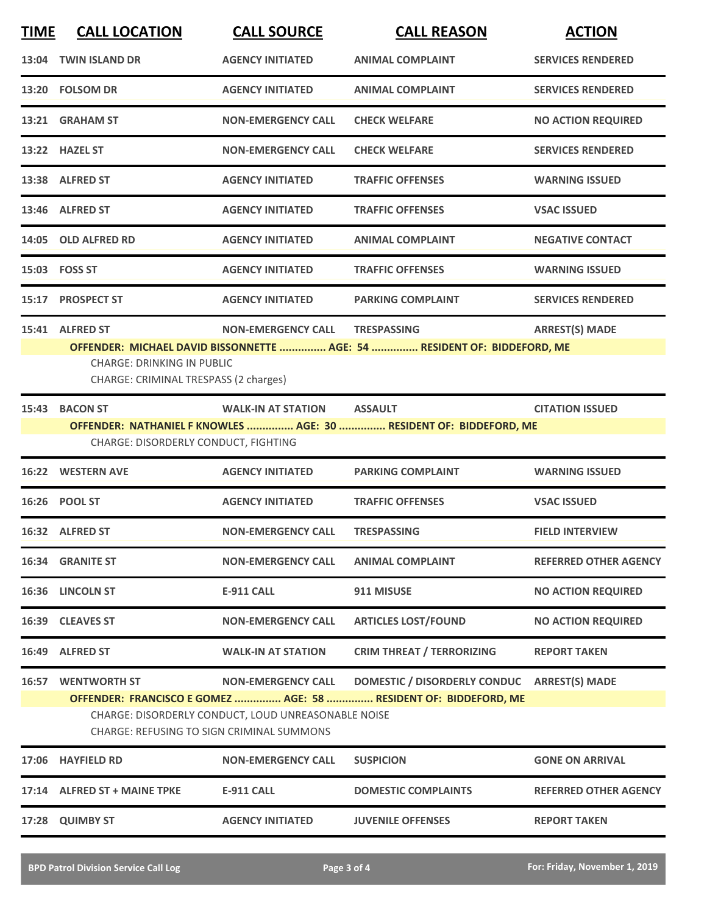| TIME | CALL LOCATION | CALL SOURCE | CALL REASON | ACTION |
|---|---|---|---|---|
| 13:04 | TWIN ISLAND DR | AGENCY INITIATED | ANIMAL COMPLAINT | SERVICES RENDERED |
| 13:20 | FOLSOM DR | AGENCY INITIATED | ANIMAL COMPLAINT | SERVICES RENDERED |
| 13:21 | GRAHAM ST | NON-EMERGENCY CALL | CHECK WELFARE | NO ACTION REQUIRED |
| 13:22 | HAZEL ST | NON-EMERGENCY CALL | CHECK WELFARE | SERVICES RENDERED |
| 13:38 | ALFRED ST | AGENCY INITIATED | TRAFFIC OFFENSES | WARNING ISSUED |
| 13:46 | ALFRED ST | AGENCY INITIATED | TRAFFIC OFFENSES | VSAC ISSUED |
| 14:05 | OLD ALFRED RD | AGENCY INITIATED | ANIMAL COMPLAINT | NEGATIVE CONTACT |
| 15:03 | FOSS ST | AGENCY INITIATED | TRAFFIC OFFENSES | WARNING ISSUED |
| 15:17 | PROSPECT ST | AGENCY INITIATED | PARKING COMPLAINT | SERVICES RENDERED |
| 15:41 | ALFRED ST | NON-EMERGENCY CALL | TRESPASSING | ARREST(S) MADE |
| | **OFFENDER: MICHAEL DAVID BISSONNETTE ............... AGE: 54 ............... RESIDENT OF: BIDDEFORD, ME** | | | |
| | CHARGE: DRINKING IN PUBLIC<br>CHARGE: CRIMINAL TRESPASS (2 charges) | | | |
| 15:43 | BACON ST | WALK-IN AT STATION | ASSAULT | CITATION ISSUED |
| | **OFFENDER: NATHANIEL F KNOWLES ............... AGE: 30 ............... RESIDENT OF: BIDDEFORD, ME** | | | |
| | CHARGE: DISORDERLY CONDUCT, FIGHTING | | | |
| 16:22 | WESTERN AVE | AGENCY INITIATED | PARKING COMPLAINT | WARNING ISSUED |
| 16:26 | POOL ST | AGENCY INITIATED | TRAFFIC OFFENSES | VSAC ISSUED |
| 16:32 | ALFRED ST | NON-EMERGENCY CALL | TRESPASSING | FIELD INTERVIEW |
| 16:34 | GRANITE ST | NON-EMERGENCY CALL | ANIMAL COMPLAINT | REFERRED OTHER AGENCY |
| 16:36 | LINCOLN ST | E-911 CALL | 911 MISUSE | NO ACTION REQUIRED |
| 16:39 | CLEAVES ST | NON-EMERGENCY CALL | ARTICLES LOST/FOUND | NO ACTION REQUIRED |
| 16:49 | ALFRED ST | WALK-IN AT STATION | CRIM THREAT / TERRORIZING | REPORT TAKEN |
| 16:57 | WENTWORTH ST | NON-EMERGENCY CALL | DOMESTIC / DISORDERLY CONDUC | ARREST(S) MADE |
| | **OFFENDER: FRANCISCO E GOMEZ ............... AGE: 58 ............... RESIDENT OF: BIDDEFORD, ME** | | | |
| | CHARGE: DISORDERLY CONDUCT, LOUD UNREASONABLE NOISE<br>CHARGE: REFUSING TO SIGN CRIMINAL SUMMONS | | | |
| 17:06 | HAYFIELD RD | NON-EMERGENCY CALL | SUSPICION | GONE ON ARRIVAL |
| 17:14 | ALFRED ST + MAINE TPKE | E-911 CALL | DOMESTIC COMPLAINTS | REFERRED OTHER AGENCY |
| 17:28 | QUIMBY ST | AGENCY INITIATED | JUVENILE OFFENSES | REPORT TAKEN |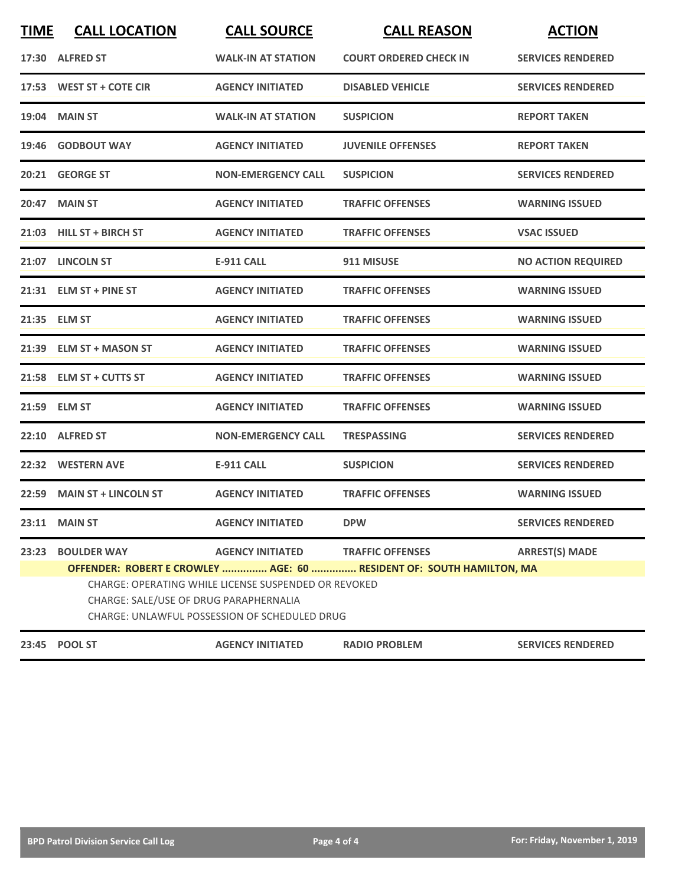| TIME | CALL LOCATION | CALL SOURCE | CALL REASON | ACTION |
|---|---|---|---|---|
| 17:30 | ALFRED ST | WALK-IN AT STATION | COURT ORDERED CHECK IN | SERVICES RENDERED |
| 17:53 | WEST ST + COTE CIR | AGENCY INITIATED | DISABLED VEHICLE | SERVICES RENDERED |
| 19:04 | MAIN ST | WALK-IN AT STATION | SUSPICION | REPORT TAKEN |
| 19:46 | GODBOUT WAY | AGENCY INITIATED | JUVENILE OFFENSES | REPORT TAKEN |
| 20:21 | GEORGE ST | NON-EMERGENCY CALL | SUSPICION | SERVICES RENDERED |
| 20:47 | MAIN ST | AGENCY INITIATED | TRAFFIC OFFENSES | WARNING ISSUED |
| 21:03 | HILL ST + BIRCH ST | AGENCY INITIATED | TRAFFIC OFFENSES | VSAC ISSUED |
| 21:07 | LINCOLN ST | E-911 CALL | 911 MISUSE | NO ACTION REQUIRED |
| 21:31 | ELM ST + PINE ST | AGENCY INITIATED | TRAFFIC OFFENSES | WARNING ISSUED |
| 21:35 | ELM ST | AGENCY INITIATED | TRAFFIC OFFENSES | WARNING ISSUED |
| 21:39 | ELM ST + MASON ST | AGENCY INITIATED | TRAFFIC OFFENSES | WARNING ISSUED |
| 21:58 | ELM ST + CUTTS ST | AGENCY INITIATED | TRAFFIC OFFENSES | WARNING ISSUED |
| 21:59 | ELM ST | AGENCY INITIATED | TRAFFIC OFFENSES | WARNING ISSUED |
| 22:10 | ALFRED ST | NON-EMERGENCY CALL | TRESPASSING | SERVICES RENDERED |
| 22:32 | WESTERN AVE | E-911 CALL | SUSPICION | SERVICES RENDERED |
| 22:59 | MAIN ST + LINCOLN ST | AGENCY INITIATED | TRAFFIC OFFENSES | WARNING ISSUED |
| 23:11 | MAIN ST | AGENCY INITIATED | DPW | SERVICES RENDERED |
| 23:23 | BOULDER WAY | AGENCY INITIATED | TRAFFIC OFFENSES | ARREST(S) MADE |

**OFFENDER: ROBERT E CROWLEY ............... AGE: 60 ............... RESIDENT OF: SOUTH HAMILTON, MA**

CHARGE: OPERATING WHILE LICENSE SUSPENDED OR REVOKED
CHARGE: SALE/USE OF DRUG PARAPHERNALIA
CHARGE: UNLAWFUL POSSESSION OF SCHEDULED DRUG

| TIME | CALL LOCATION | CALL SOURCE | CALL REASON | ACTION |
|---|---|---|---|---|
| 23:45 | POOL ST | AGENCY INITIATED | RADIO PROBLEM | SERVICES RENDERED |

BPD Patrol Division Service Call Log — For: Friday, November 1, 2019